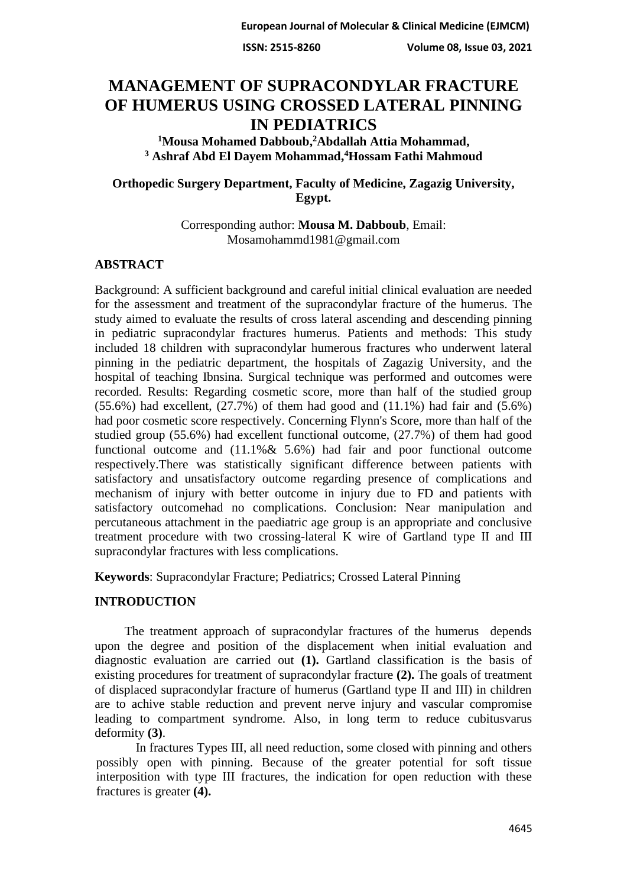# MANAGEMENT OF SUPRACONDYLAR FRACTURE OF HUMERUS USING CROSSED LATERAL PINNING IN PEDIATRICS

**[1]Mousa Mohamed Dabboub,[2]Abdallah Attia Mohammad, [3] Ashraf Abd El Dayem Mohammad,[4]Hossam Fathi Mahmoud**

**Orthopedic Surgery Department, Faculty of Medicine, Zagazig University, Egypt.**

Corresponding author: **Mousa M. Dabboub**, Email: Mosamohammd1981@gmail.com

## ABSTRACT

Background: A sufficient background and careful initial clinical evaluation are needed for the assessment and treatment of the supracondylar fracture of the humerus. The study aimed to evaluate the results of cross lateral ascending and descending pinning in pediatric supracondylar fractures humerus. Patients and methods: This study included 18 children with supracondylar humerous fractures who underwent lateral pinning in the pediatric department, the hospitals of Zagazig University, and the hospital of teaching Ibnsina. Surgical technique was performed and outcomes were recorded. Results: Regarding cosmetic score, more than half of the studied group (55.6%) had excellent, (27.7%) of them had good and (11.1%) had fair and (5.6%) had poor cosmetic score respectively. Concerning Flynn's Score, more than half of the studied group (55.6%) had excellent functional outcome, (27.7%) of them had good functional outcome and (11.1%& 5.6%) had fair and poor functional outcome respectively.There was statistically significant difference between patients with satisfactory and unsatisfactory outcome regarding presence of complications and mechanism of injury with better outcome in injury due to FD and patients with satisfactory outcomehad no complications. Conclusion: Near manipulation and percutaneous attachment in the paediatric age group is an appropriate and conclusive treatment procedure with two crossing-lateral K wire of Gartland type II and III supracondylar fractures with less complications.

**Keywords**: Supracondylar Fracture; Pediatrics; Crossed Lateral Pinning

## INTRODUCTION

The treatment approach of supracondylar fractures of the humerus depends upon the degree and position of the displacement when initial evaluation and diagnostic evaluation are carried out **(1).** Gartland classification is the basis of existing procedures for treatment of supracondylar fracture **(2).** The goals of treatment of displaced supracondylar fracture of humerus (Gartland type II and III) in children are to achive stable reduction and prevent nerve injury and vascular compromise leading to compartment syndrome. Also, in long term to reduce cubitusvarus deformity **(3)**.

In fractures Types III, all need reduction, some closed with pinning and others possibly open with pinning. Because of the greater potential for soft tissue interposition with type III fractures, the indication for open reduction with these fractures is greater **(4).**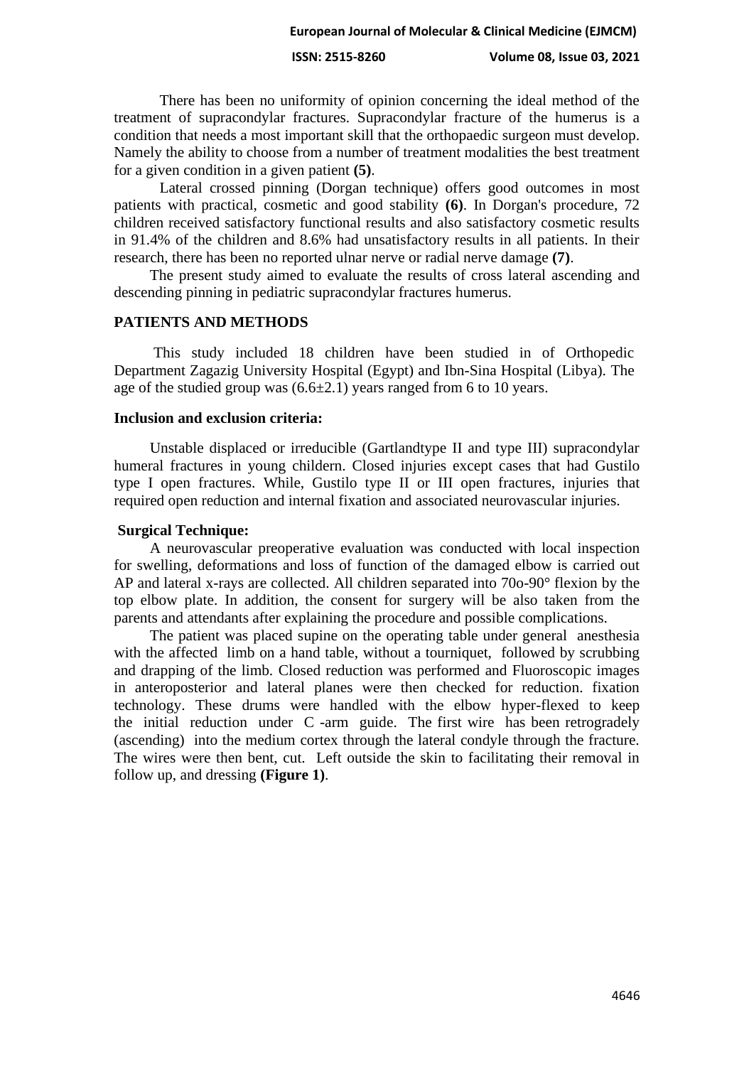There has been no uniformity of opinion concerning the ideal method of the treatment of supracondylar fractures. Supracondylar fracture of the humerus is a condition that needs a most important skill that the orthopaedic surgeon must develop. Namely the ability to choose from a number of treatment modalities the best treatment for a given condition in a given patient **(5)**.

Lateral crossed pinning (Dorgan technique) offers good outcomes in most patients with practical, cosmetic and good stability **(6)**. In Dorgan's procedure, 72 children received satisfactory functional results and also satisfactory cosmetic results in 91.4% of the children and 8.6% had unsatisfactory results in all patients. In their research, there has been no reported ulnar nerve or radial nerve damage **(7)**.

The present study aimed to evaluate the results of cross lateral ascending and descending pinning in pediatric supracondylar fractures humerus.

## PATIENTS AND METHODS

This study included 18 children have been studied in of Orthopedic Department Zagazig University Hospital (Egypt) and Ibn-Sina Hospital (Libya). The age of the studied group was (6.6±2.1) years ranged from 6 to 10 years.

### Inclusion and exclusion criteria:

Unstable displaced or irreducible (Gartlandtype II and type III) supracondylar humeral fractures in young childern. Closed injuries except cases that had Gustilo type I open fractures. While, Gustilo type II or III open fractures, injuries that required open reduction and internal fixation and associated neurovascular injuries.

### Surgical Technique:

A neurovascular preoperative evaluation was conducted with local inspection for swelling, deformations and loss of function of the damaged elbow is carried out AP and lateral x-rays are collected. All children separated into 70o-90° flexion by the top elbow plate. In addition, the consent for surgery will be also taken from the parents and attendants after explaining the procedure and possible complications.

The patient was placed supine on the operating table under general anesthesia with the affected limb on a hand table, without a tourniquet, followed by scrubbing and drapping of the limb. Closed reduction was performed and Fluoroscopic images in anteroposterior and lateral planes were then checked for reduction. fixation technology. These drums were handled with the elbow hyper-flexed to keep the initial reduction under C -arm guide. The first wire has been retrogradely (ascending) into the medium cortex through the lateral condyle through the fracture. The wires were then bent, cut. Left outside the skin to facilitating their removal in follow up, and dressing **(Figure 1)**.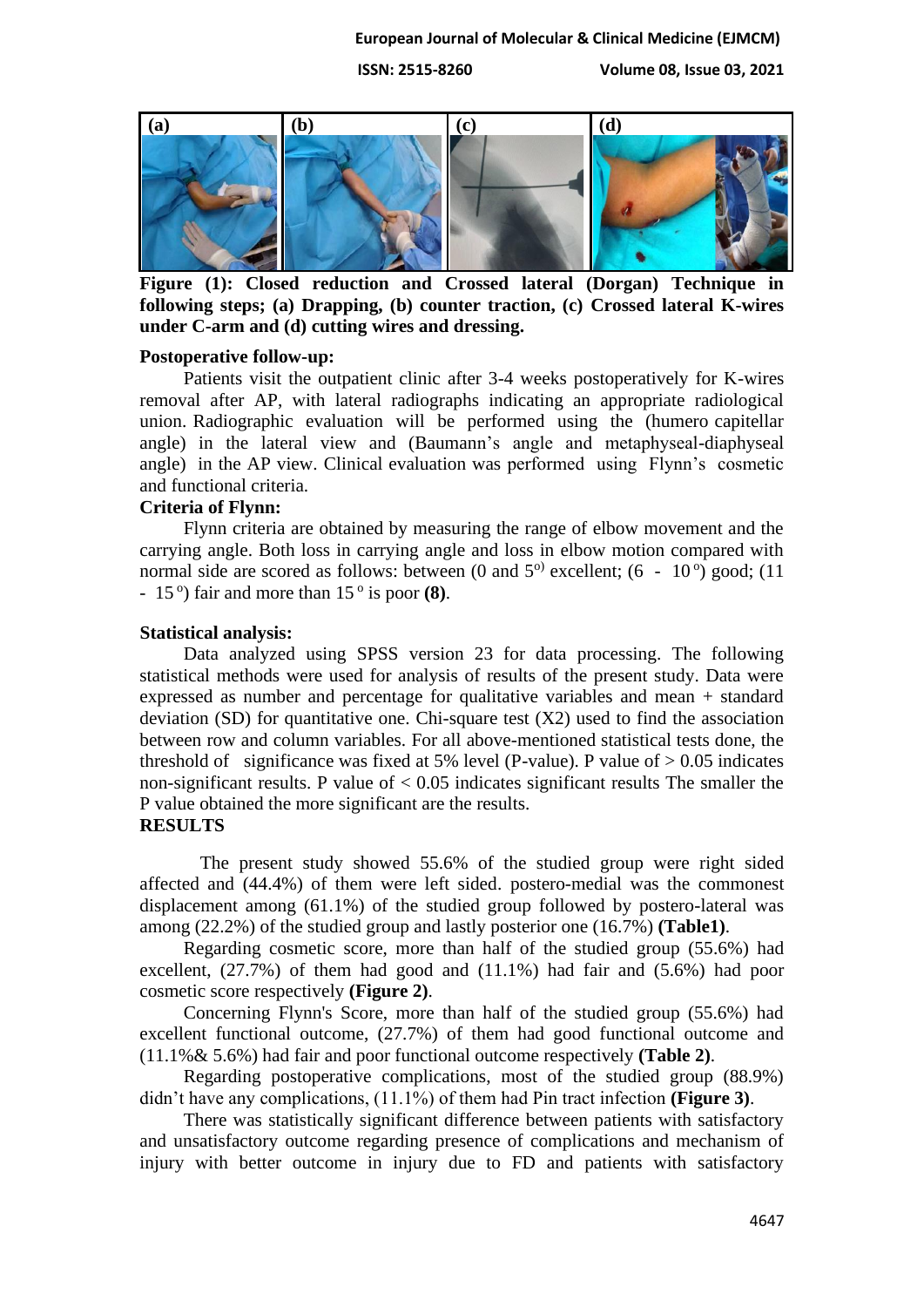**Figure (1): Closed reduction and Crossed lateral (Dorgan) Technique in following steps; (a) Drapping, (b) counter traction, (c) Crossed lateral K-wires under C-arm and (d) cutting wires and dressing.**

**Postoperative follow-up:**

Patients visit the outpatient clinic after 3-4 weeks postoperatively for K-wires removal after AP, with lateral radiographs indicating an appropriate radiological union. Radiographic evaluation will be performed using the (humero capitellar angle) in the lateral view and (Baumann's angle and metaphyseal-diaphyseal angle) in the AP view. Clinical evaluation was performed using Flynn's cosmetic and functional criteria.

**Criteria of Flynn:**

Flynn criteria are obtained by measuring the range of elbow movement and the carrying angle. Both loss in carrying angle and loss in elbow motion compared with normal side are scored as follows: between (0 and 5$^{o}$) excellent; (6 - 10$^{o}$) good; (11 - 15$^{o}$) fair and more than 15$^{o}$ is poor **(8)**.

**Statistical analysis:**

Data analyzed using SPSS version 23 for data processing. The following statistical methods were used for analysis of results of the present study. Data were expressed as number and percentage for qualitative variables and mean + standard deviation (SD) for quantitative one. Chi-square test (X2) used to find the association between row and column variables. For all above-mentioned statistical tests done, the threshold of significance was fixed at 5% level (P-value). P value of > 0.05 indicates non-significant results. P value of < 0.05 indicates significant results The smaller the P value obtained the more significant are the results.

**RESULTS**

The present study showed 55.6% of the studied group were right sided affected and (44.4%) of them were left sided. postero-medial was the commonest displacement among (61.1%) of the studied group followed by postero-lateral was among (22.2%) of the studied group and lastly posterior one (16.7%) **(Table1)**.

Regarding cosmetic score, more than half of the studied group (55.6%) had excellent, (27.7%) of them had good and (11.1%) had fair and (5.6%) had poor cosmetic score respectively **(Figure 2)**.

Concerning Flynn's Score, more than half of the studied group (55.6%) had excellent functional outcome, (27.7%) of them had good functional outcome and (11.1%& 5.6%) had fair and poor functional outcome respectively **(Table 2)**.

Regarding postoperative complications, most of the studied group (88.9%) didn't have any complications, (11.1%) of them had Pin tract infection **(Figure 3)**.

There was statistically significant difference between patients with satisfactory and unsatisfactory outcome regarding presence of complications and mechanism of injury with better outcome in injury due to FD and patients with satisfactory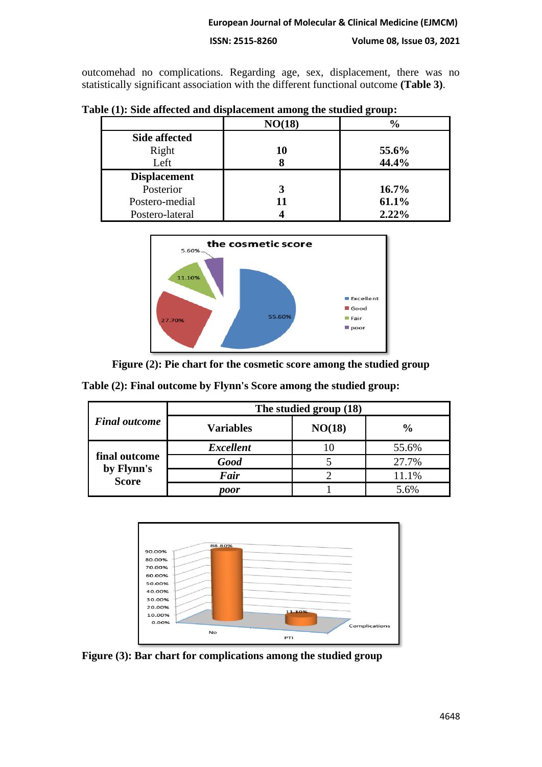outcomehad no complications. Regarding age, sex, displacement, there was no statistically significant association with the different functional outcome **(Table 3)**.

**Table (1): Side affected and displacement among the studied group:**

| | NO(18) | % |
|---|---|---|
| **Side affected** | | |
| Right | **10** | **55.6%** |
| Left | **8** | **44.4%** |
| **Displacement** | | |
| Posterior | **3** | **16.7%** |
| Postero-medial | **11** | **61.1%** |
| Postero-lateral | **4** | **2.22%** |

**Figure (2): Pie chart for the cosmetic score among the studied group**

**Table (2): Final outcome by Flynn's Score among the studied group:**

| ***Final outcome*** | The studied group (18) | | |
|---|---|---|---|
| | **Variables** | **NO(18)** | **%** |
| **final outcome by Flynn's Score** | ***Excellent*** | 10 | 55.6% |
| | ***Good*** | 5 | 27.7% |
| | ***Fair*** | 2 | 11.1% |
| | ***poor*** | 1 | 5.6% |

**Figure (3): Bar chart for complications among the studied group**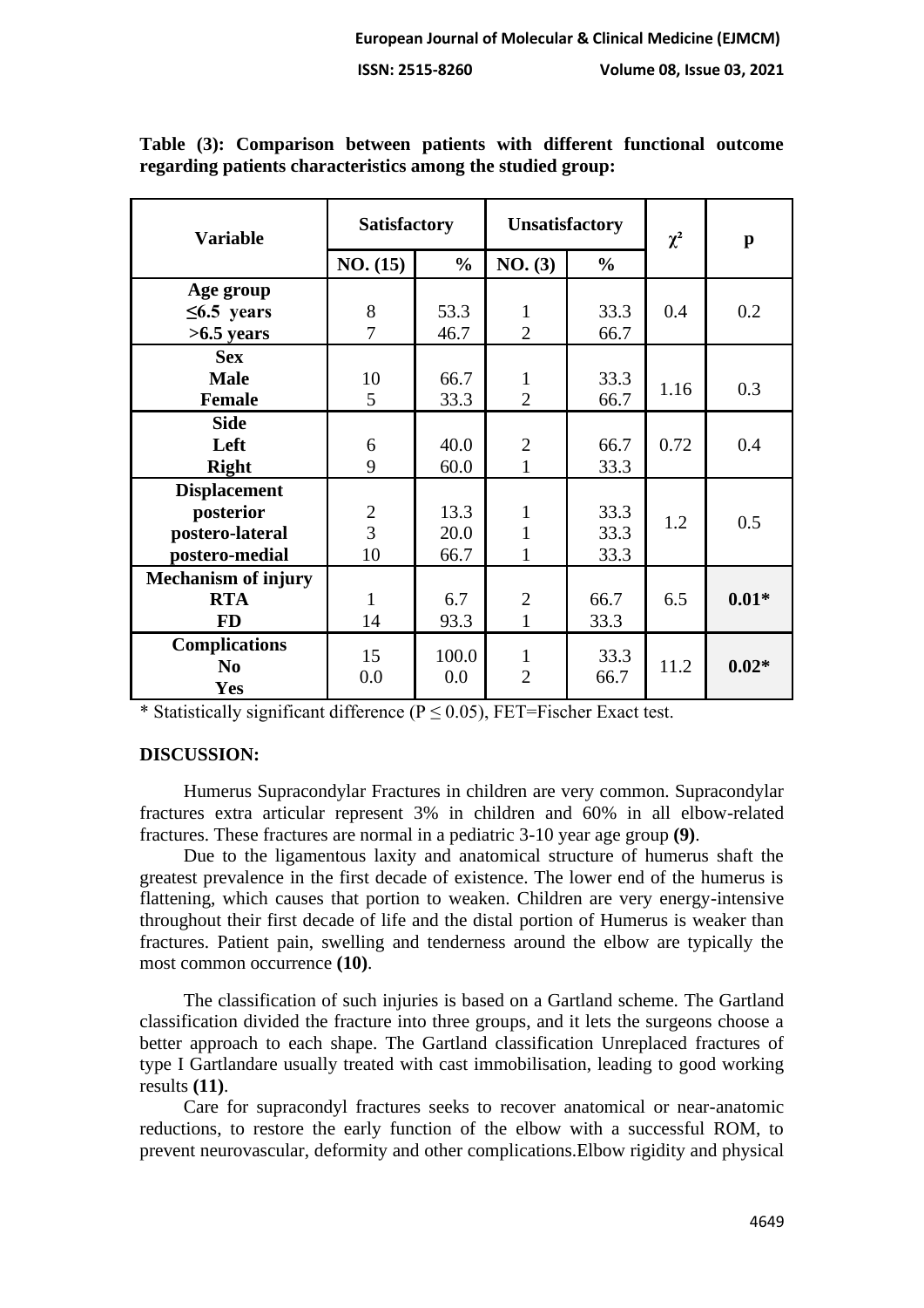**Table (3): Comparison between patients with different functional outcome regarding patients characteristics among the studied group:**

| Variable | Satisfactory | | Unsatisfactory | | $\chi^2$ | p |
|---|---|---|---|---|---|---|
| | NO. (15) | % | NO. (3) | % | | |
| **Age group** | | | | | | |
| **≤6.5 years** | 8 | 53.3 | 1 | 33.3 | 0.4 | 0.2 |
| **>6.5 years** | 7 | 46.7 | 2 | 66.7 | | |
| **Sex** | | | | | | |
| **Male** | 10 | 66.7 | 1 | 33.3 | 1.16 | 0.3 |
| **Female** | 5 | 33.3 | 2 | 66.7 | | |
| **Side** | | | | | | |
| **Left** | 6 | 40.0 | 2 | 66.7 | 0.72 | 0.4 |
| **Right** | 9 | 60.0 | 1 | 33.3 | | |
| **Displacement** | | | | | | |
| **posterior** | 2 | 13.3 | 1 | 33.3 | 1.2 | 0.5 |
| **postero-lateral** | 3 | 20.0 | 1 | 33.3 | | |
| **postero-medial** | 10 | 66.7 | 1 | 33.3 | | |
| **Mechanism of injury** | | | | | | |
| **RTA** | 1 | 6.7 | 2 | 66.7 | 6.5 | **0.01*** |
| **FD** | 14 | 93.3 | 1 | 33.3 | | |
| **Complications** | | | | | | |
| **No** | 15 | 100.0 | 1 | 33.3 | 11.2 | **0.02*** |
| **Yes** | 0.0 | 0.0 | 2 | 66.7 | | |

* Statistically significant difference ($P \leq 0.05$), FET=Fischer Exact test.

## DISCUSSION:

Humerus Supracondylar Fractures in children are very common. Supracondylar fractures extra articular represent 3% in children and 60% in all elbow-related fractures. These fractures are normal in a pediatric 3-10 year age group **(9)**.

Due to the ligamentous laxity and anatomical structure of humerus shaft the greatest prevalence in the first decade of existence. The lower end of the humerus is flattening, which causes that portion to weaken. Children are very energy-intensive throughout their first decade of life and the distal portion of Humerus is weaker than fractures. Patient pain, swelling and tenderness around the elbow are typically the most common occurrence **(10)**.

The classification of such injuries is based on a Gartland scheme. The Gartland classification divided the fracture into three groups, and it lets the surgeons choose a better approach to each shape. The Gartland classification Unreplaced fractures of type I Gartlandare usually treated with cast immobilisation, leading to good working results **(11)**.

Care for supracondyl fractures seeks to recover anatomical or near-anatomic reductions, to restore the early function of the elbow with a successful ROM, to prevent neurovascular, deformity and other complications.Elbow rigidity and physical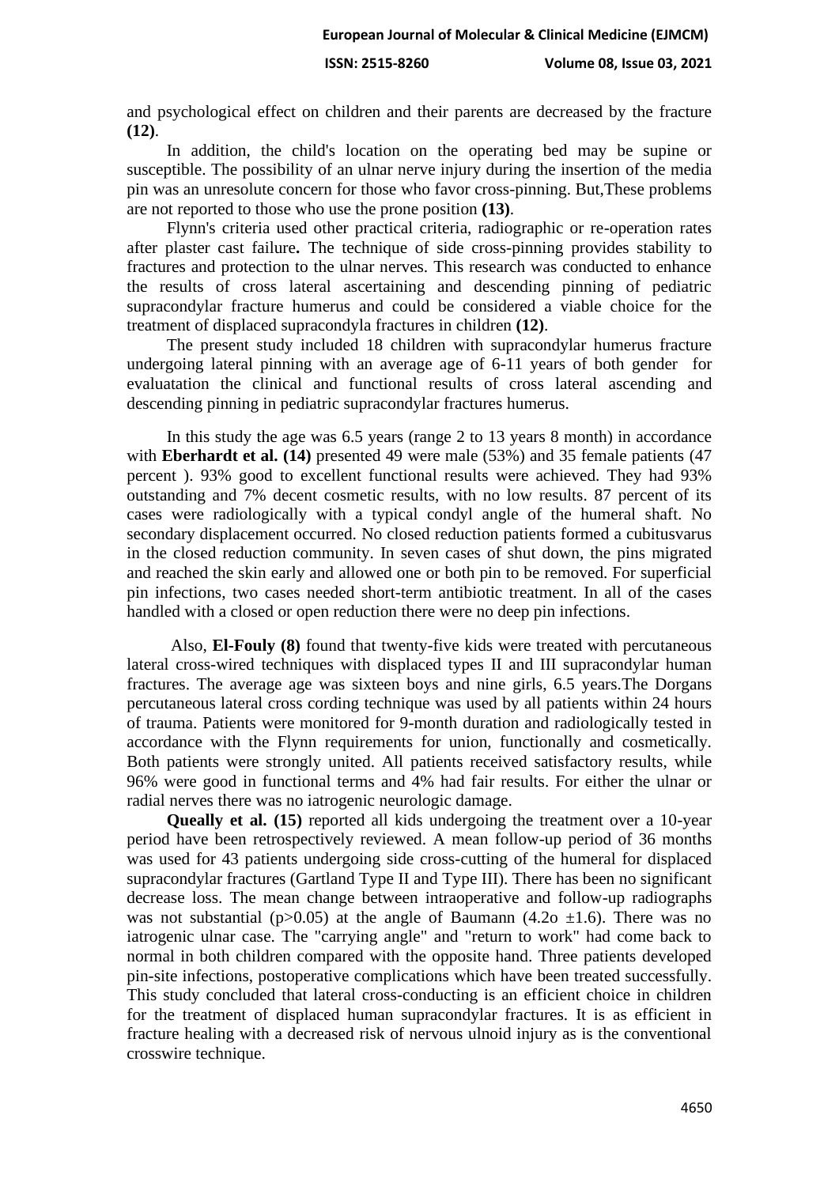and psychological effect on children and their parents are decreased by the fracture **(12)**.

In addition, the child's location on the operating bed may be supine or susceptible. The possibility of an ulnar nerve injury during the insertion of the media pin was an unresolute concern for those who favor cross-pinning. But,These problems are not reported to those who use the prone position **(13)**.

Flynn's criteria used other practical criteria, radiographic or re-operation rates after plaster cast failure**.** The technique of side cross-pinning provides stability to fractures and protection to the ulnar nerves. This research was conducted to enhance the results of cross lateral ascertaining and descending pinning of pediatric supracondylar fracture humerus and could be considered a viable choice for the treatment of displaced supracondyla fractures in children **(12)**.

The present study included 18 children with supracondylar humerus fracture undergoing lateral pinning with an average age of 6-11 years of both gender for evaluatation the clinical and functional results of cross lateral ascending and descending pinning in pediatric supracondylar fractures humerus.

In this study the age was 6.5 years (range 2 to 13 years 8 month) in accordance with **Eberhardt et al. (14)** presented 49 were male (53%) and 35 female patients (47 percent ). 93% good to excellent functional results were achieved. They had 93% outstanding and 7% decent cosmetic results, with no low results. 87 percent of its cases were radiologically with a typical condyl angle of the humeral shaft. No secondary displacement occurred. No closed reduction patients formed a cubitusvarus in the closed reduction community. In seven cases of shut down, the pins migrated and reached the skin early and allowed one or both pin to be removed. For superficial pin infections, two cases needed short-term antibiotic treatment. In all of the cases handled with a closed or open reduction there were no deep pin infections.

Also, **El-Fouly (8)** found that twenty-five kids were treated with percutaneous lateral cross-wired techniques with displaced types II and III supracondylar human fractures. The average age was sixteen boys and nine girls, 6.5 years.The Dorgans percutaneous lateral cross cording technique was used by all patients within 24 hours of trauma. Patients were monitored for 9-month duration and radiologically tested in accordance with the Flynn requirements for union, functionally and cosmetically. Both patients were strongly united. All patients received satisfactory results, while 96% were good in functional terms and 4% had fair results. For either the ulnar or radial nerves there was no iatrogenic neurologic damage.

**Queally et al. (15)** reported all kids undergoing the treatment over a 10-year period have been retrospectively reviewed. A mean follow-up period of 36 months was used for 43 patients undergoing side cross-cutting of the humeral for displaced supracondylar fractures (Gartland Type II and Type III). There has been no significant decrease loss. The mean change between intraoperative and follow-up radiographs was not substantial ($p>0.05$) at the angle of Baumann (4.2o $\pm$1.6). There was no iatrogenic ulnar case. The "carrying angle" and "return to work" had come back to normal in both children compared with the opposite hand. Three patients developed pin-site infections, postoperative complications which have been treated successfully. This study concluded that lateral cross-conducting is an efficient choice in children for the treatment of displaced human supracondylar fractures. It is as efficient in fracture healing with a decreased risk of nervous ulnoid injury as is the conventional crosswire technique.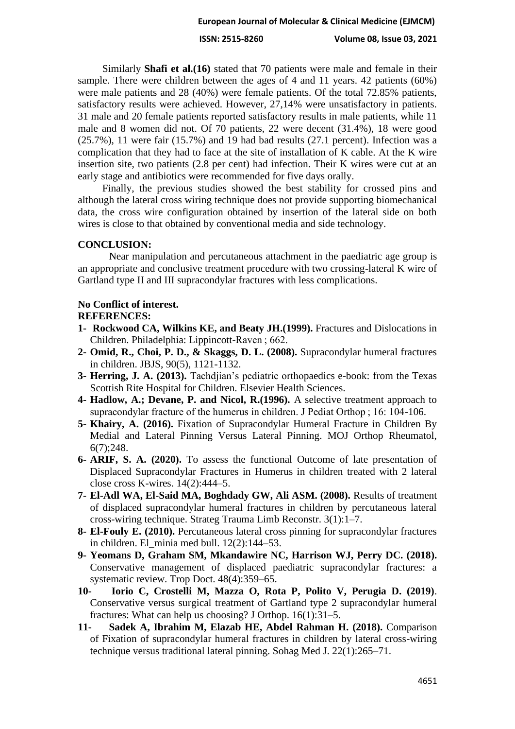Similarly **Shafi et al.(16)** stated that 70 patients were male and female in their sample. There were children between the ages of 4 and 11 years. 42 patients (60%) were male patients and 28 (40%) were female patients. Of the total 72.85% patients, satisfactory results were achieved. However, 27,14% were unsatisfactory in patients. 31 male and 20 female patients reported satisfactory results in male patients, while 11 male and 8 women did not. Of 70 patients, 22 were decent (31.4%), 18 were good (25.7%), 11 were fair (15.7%) and 19 had bad results (27.1 percent). Infection was a complication that they had to face at the site of installation of K cable. At the K wire insertion site, two patients (2.8 per cent) had infection. Their K wires were cut at an early stage and antibiotics were recommended for five days orally.

Finally, the previous studies showed the best stability for crossed pins and although the lateral cross wiring technique does not provide supporting biomechanical data, the cross wire configuration obtained by insertion of the lateral side on both wires is close to that obtained by conventional media and side technology.

## CONCLUSION:

Near manipulation and percutaneous attachment in the paediatric age group is an appropriate and conclusive treatment procedure with two crossing-lateral K wire of Gartland type II and III supracondylar fractures with less complications.

**No Conflict of interest.**

## REFERENCES:

1- **Rockwood CA, Wilkins KE, and Beaty JH.(1999).** Fractures and Dislocations in Children. Philadelphia: Lippincott-Raven ; 662.
2- **Omid, R., Choi, P. D., & Skaggs, D. L. (2008).** Supracondylar humeral fractures in children. JBJS, 90(5), 1121-1132.
3- **Herring, J. A. (2013).** Tachdjian's pediatric orthopaedics e-book: from the Texas Scottish Rite Hospital for Children. Elsevier Health Sciences.
4- **Hadlow, A.; Devane, P. and Nicol, R.(1996).** A selective treatment approach to supracondylar fracture of the humerus in children. J Pediat Orthop ; 16: 104-106.
5- **Khairy, A. (2016).** Fixation of Supracondylar Humeral Fracture in Children By Medial and Lateral Pinning Versus Lateral Pinning. MOJ Orthop Rheumatol, 6(7);248.
6- **ARIF, S. A. (2020).** To assess the functional Outcome of late presentation of Displaced Supracondylar Fractures in Humerus in children treated with 2 lateral close cross K-wires. 14(2):444–5.
7- **El-Adl WA, El-Said MA, Boghdady GW, Ali ASM. (2008).** Results of treatment of displaced supracondylar humeral fractures in children by percutaneous lateral cross-wiring technique. Strateg Trauma Limb Reconstr. 3(1):1–7.
8- **El-Fouly E. (2010).** Percutaneous lateral cross pinning for supracondylar fractures in children. El_minia med bull. 12(2):144–53.
9- **Yeomans D, Graham SM, Mkandawire NC, Harrison WJ, Perry DC. (2018).** Conservative management of displaced paediatric supracondylar fractures: a systematic review. Trop Doct. 48(4):359–65.
10- **Iorio C, Crostelli M, Mazza O, Rota P, Polito V, Perugia D. (2019)**. Conservative versus surgical treatment of Gartland type 2 supracondylar humeral fractures: What can help us choosing? J Orthop. 16(1):31–5.
11- **Sadek A, Ibrahim M, Elazab HE, Abdel Rahman H. (2018).** Comparison of Fixation of supracondylar humeral fractures in children by lateral cross-wiring technique versus traditional lateral pinning. Sohag Med J. 22(1):265–71.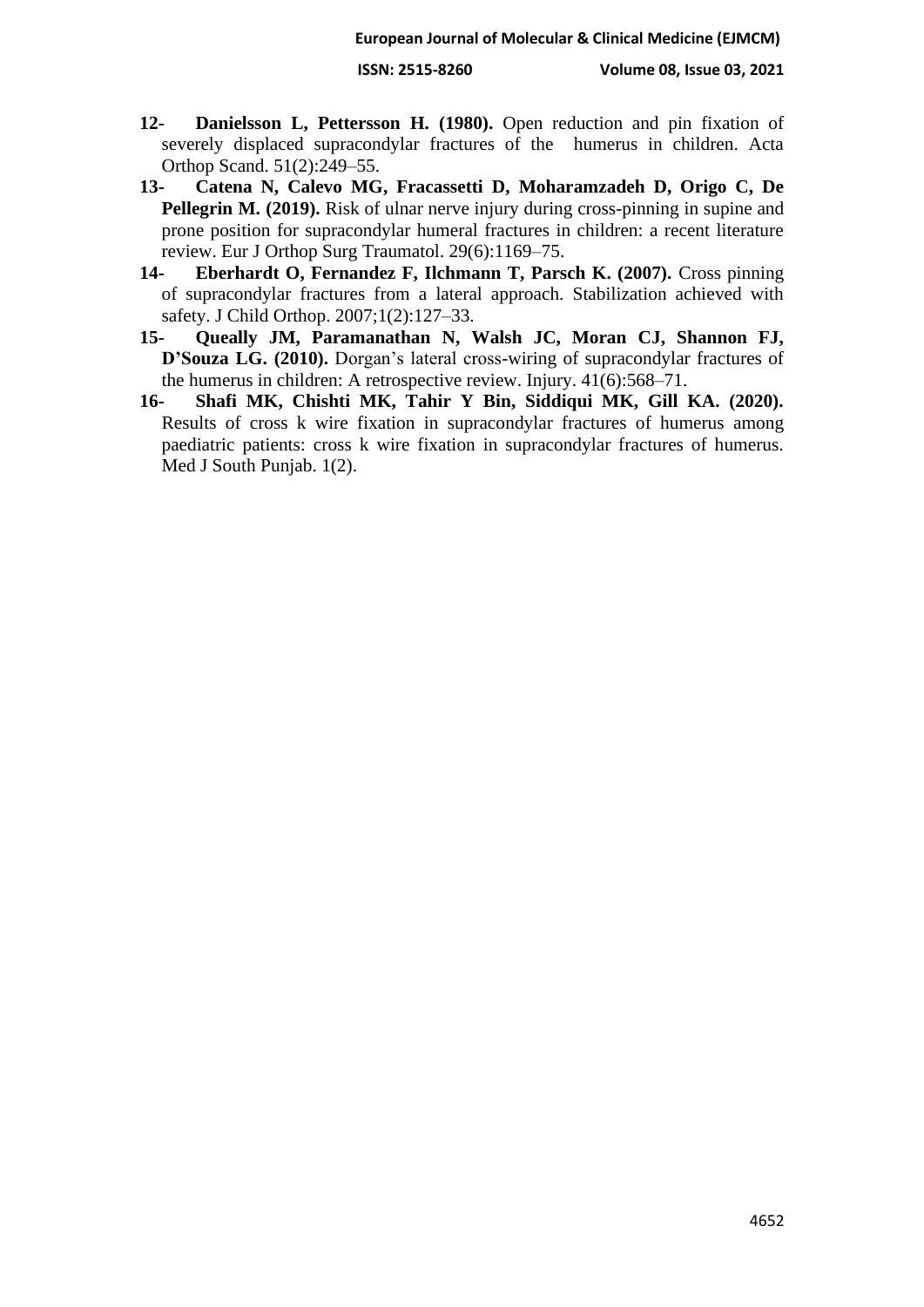12- **Danielsson L, Pettersson H. (1980).** Open reduction and pin fixation of severely displaced supracondylar fractures of the humerus in children. Acta Orthop Scand. 51(2):249–55.

13- **Catena N, Calevo MG, Fracassetti D, Moharamzadeh D, Origo C, De Pellegrin M. (2019).** Risk of ulnar nerve injury during cross-pinning in supine and prone position for supracondylar humeral fractures in children: a recent literature review. Eur J Orthop Surg Traumatol. 29(6):1169–75.

14- **Eberhardt O, Fernandez F, Ilchmann T, Parsch K. (2007).** Cross pinning of supracondylar fractures from a lateral approach. Stabilization achieved with safety. J Child Orthop. 2007;1(2):127–33.

15- **Queally JM, Paramanathan N, Walsh JC, Moran CJ, Shannon FJ, D'Souza LG. (2010).** Dorgan's lateral cross-wiring of supracondylar fractures of the humerus in children: A retrospective review. Injury. 41(6):568–71.

16- **Shafi MK, Chishti MK, Tahir Y Bin, Siddiqui MK, Gill KA. (2020).** Results of cross k wire fixation in supracondylar fractures of humerus among paediatric patients: cross k wire fixation in supracondylar fractures of humerus. Med J South Punjab. 1(2).